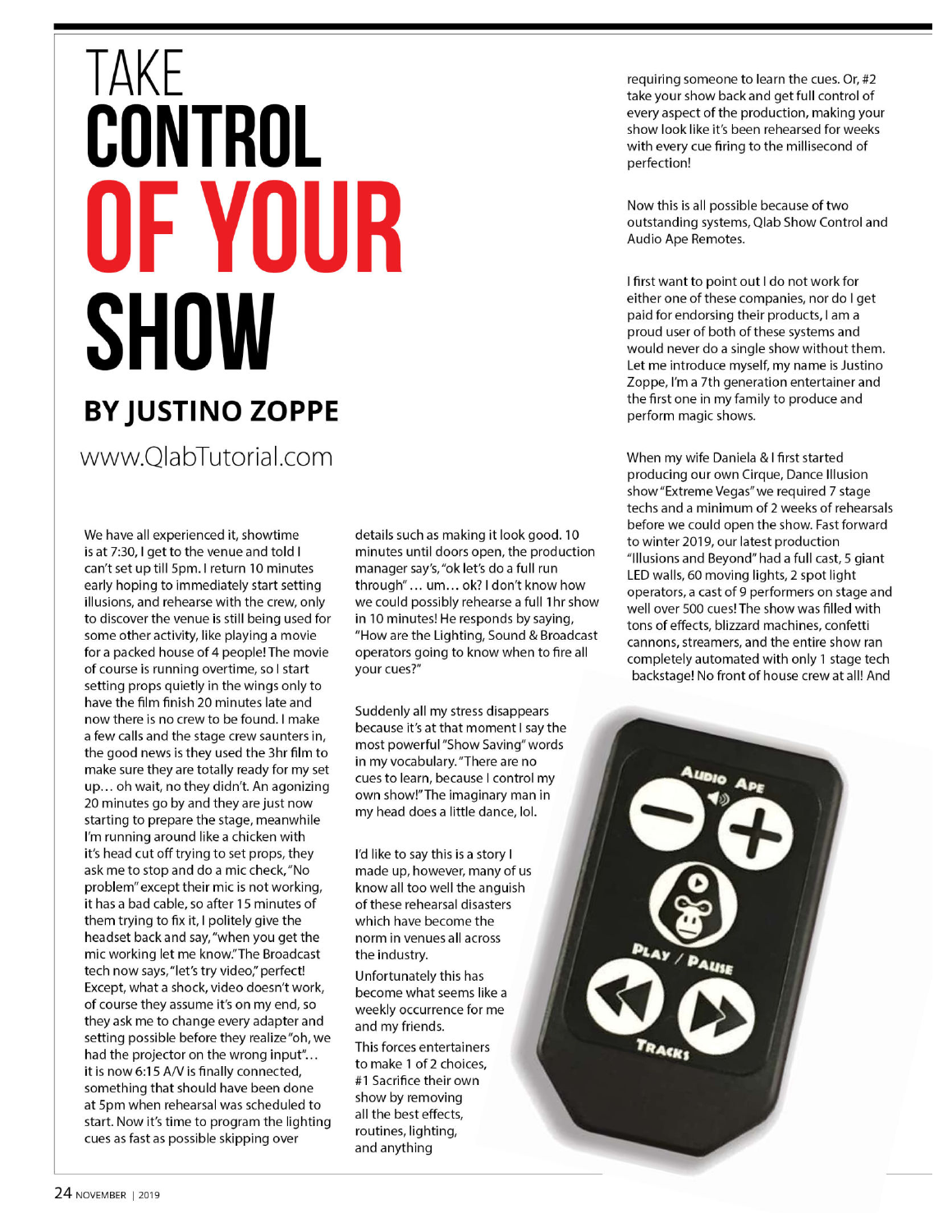# TAKE CONTROL OF YOUR SHOW

## BY JUSTINO ZOPPE

www.QlabTutorial.com

We have all experienced it, showtime is at 7:30, I get to the venue and told I can't set up till 5pm. I return 10 minutes early hoping to immediately start setting illusions, and rehearse with the crew, only to discover the venue is still being used for some other activity, like playing a movie for a packed house of 4 people! The movie of course is running overtime, so I start setting props quietly in the wings only to have the film finish 20 minutes late and now there is no crew to be found. I make a few calls and the stage crew saunters in, the good news is they used the 3hr film to make sure they are totally ready for my set up… oh wait, no they didn't. An agonizing 20 minutes go by and they are just now starting to prepare the stage, meanwhile I'm running around like a chicken with it's head cut off trying to set props, they ask me to stop and do a mic check, "No problem" except their mic is not working, it has a bad cable, so after 15 minutes of them trying to fix it, I politely give the headset back and say, "when you get the mic working let me know." The Broadcast tech now says, "let's try video," perfect! Except, what a shock, video doesn't work, of course they assume it's on my end, so they ask me to change every adapter and setting possible before they realize "oh, we had the projector on the wrong input"… it is now 6:15 A/V is finally connected, something that should have been done at 5pm when rehearsal was scheduled to start. Now it's time to program the lighting cues as fast as possible skipping over details such as making it look good. 10 minutes until doors open, the production manager say's, "ok let's do a full run through" … um… ok? I don't know how we could possibly rehearse a full 1hr show in 10 minutes! He responds by saying, "How are the Lighting, Sound & Broadcast operators going to know when to fire all your cues?"

Suddenly all my stress disappears because it's at that moment I say the most powerful "Show Saving" words in my vocabulary. "There are no cues to learn, because I control my own show!" The imaginary man in my head does a little dance, lol.

I'd like to say this is a story I made up, however, many of us know all too well the anguish of these rehearsal disasters which have become the norm in venues all across the industry.

Unfortunately this has become what seems like a weekly occurrence for me and my friends.

This forces entertainers to make 1 of 2 choices, #1 Sacrifice their own show by removing all the best effects, routines, lighting, and anything requiring someone to learn the cues. Or, #2 take your show back and get full control of every aspect of the production, making your show look like it's been rehearsed for weeks with every cue firing to the millisecond of perfection!

Now this is all possible because of two outstanding systems, Qlab Show Control and Audio Ape Remotes.

I first want to point out I do not work for either one of these companies, nor do I get paid for endorsing their products, I am a proud user of both of these systems and would never do a single show without them. Let me introduce myself, my name is Justino Zoppe, I'm a 7th generation entertainer and the first one in my family to produce and perform magic shows.

When my wife Daniela & I first started producing our own Cirque, Dance Illusion show "Extreme Vegas" we required 7 stage techs and a minimum of 2 weeks of rehearsals before we could open the show. Fast forward to winter 2019, our latest production "Illusions and Beyond" had a full cast, 5 giant LED walls, 60 moving lights, 2 spot light operators, a cast of 9 performers on stage and well over 500 cues! The show was filled with tons of effects, blizzard machines, confetti cannons, streamers, and the entire show ran completely automated with only 1 stage tech backstage! No front of house crew at all! And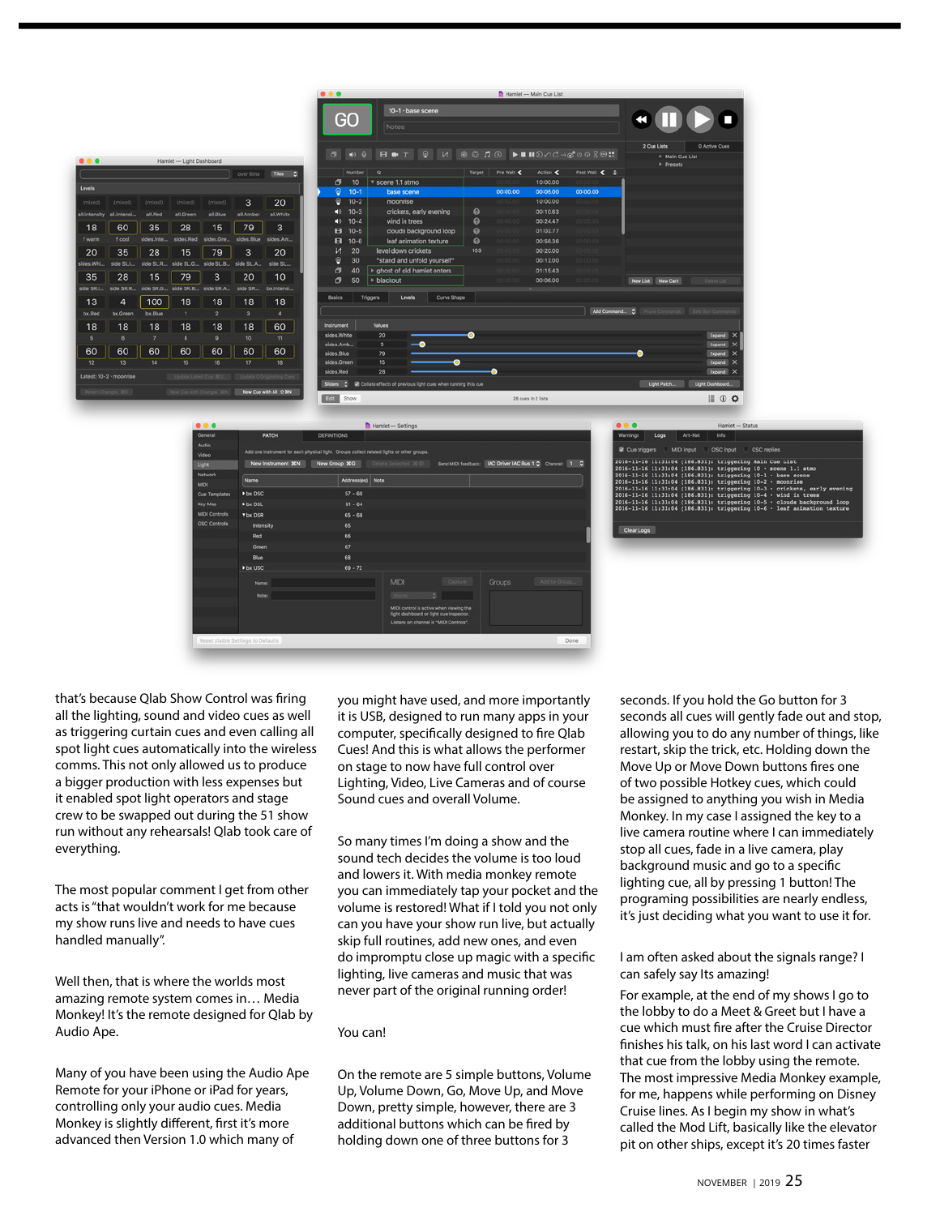that's because Qlab Show Control was firing all the lighting, sound and video cues as well as triggering curtain cues and even calling all spot light cues automatically into the wireless comms. This not only allowed us to produce a bigger production with less expenses but it enabled spot light operators and stage crew to be swapped out during the 51 show run without any rehearsals! Qlab took care of everything.

The most popular comment I get from other acts is "that wouldn't work for me because my show runs live and needs to have cues handled manually".

Well then, that is where the worlds most amazing remote system comes in… Media Monkey! It's the remote designed for Qlab by Audio Ape.

Many of you have been using the Audio Ape Remote for your iPhone or iPad for years, controlling only your audio cues. Media Monkey is slightly different, first it's more advanced then Version 1.0 which many of you might have used, and more importantly it is USB, designed to run many apps in your computer, specifically designed to fire Qlab Cues! And this is what allows the performer on stage to now have full control over Lighting, Video, Live Cameras and of course Sound cues and overall Volume.

So many times I'm doing a show and the sound tech decides the volume is too loud and lowers it. With media monkey remote you can immediately tap your pocket and the volume is restored! What if I told you not only can you have your show run live, but actually skip full routines, add new ones, and even do impromptu close up magic with a specific lighting, live cameras and music that was never part of the original running order!

You can!

On the remote are 5 simple buttons, Volume Up, Volume Down, Go, Move Up, and Move Down, pretty simple, however, there are 3 additional buttons which can be fired by holding down one of three buttons for 3 seconds. If you hold the Go button for 3 seconds all cues will gently fade out and stop, allowing you to do any number of things, like restart, skip the trick, etc. Holding down the Move Up or Move Down buttons fires one of two possible Hotkey cues, which could be assigned to anything you wish in Media Monkey. In my case I assigned the key to a live camera routine where I can immediately stop all cues, fade in a live camera, play background music and go to a specific lighting cue, all by pressing 1 button! The programing possibilities are nearly endless, it's just deciding what you want to use it for.

I am often asked about the signals range? I can safely say Its amazing!

For example, at the end of my shows I go to the lobby to do a Meet & Greet but I have a cue which must fire after the Cruise Director finishes his talk, on his last word I can activate that cue from the lobby using the remote. The most impressive Media Monkey example, for me, happens while performing on Disney Cruise lines. As I begin my show in what's called the Mod Lift, basically like the elevator pit on other ships, except it's 20 times faster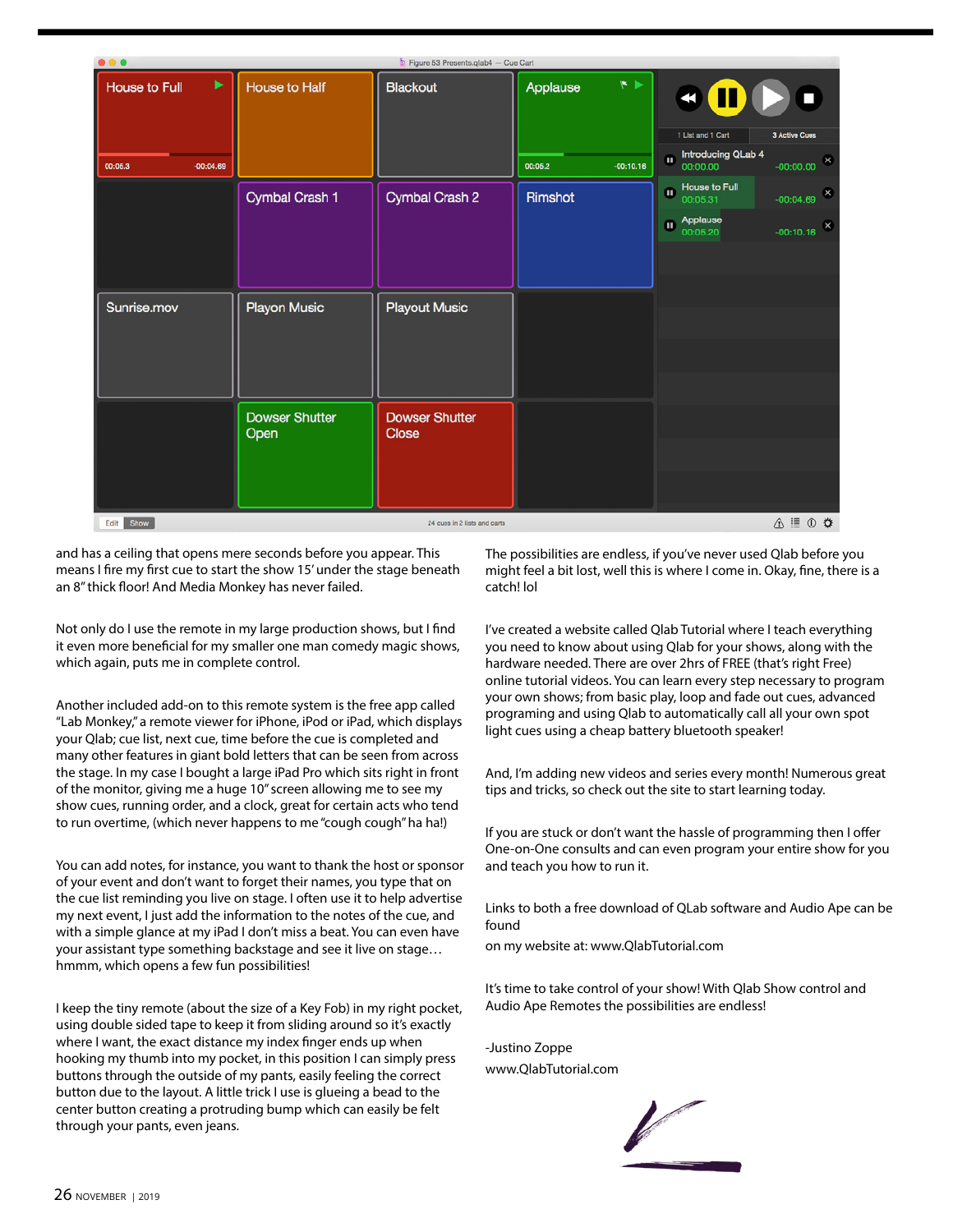and has a ceiling that opens mere seconds before you appear. This means I fire my first cue to start the show 15' under the stage beneath an 8" thick floor! And Media Monkey has never failed.

Not only do I use the remote in my large production shows, but I find it even more beneficial for my smaller one man comedy magic shows, which again, puts me in complete control.

Another included add-on to this remote system is the free app called "Lab Monkey," a remote viewer for iPhone, iPod or iPad, which displays your Qlab; cue list, next cue, time before the cue is completed and many other features in giant bold letters that can be seen from across the stage. In my case I bought a large iPad Pro which sits right in front of the monitor, giving me a huge 10" screen allowing me to see my show cues, running order, and a clock, great for certain acts who tend to run overtime, (which never happens to me "cough cough" ha ha!)

You can add notes, for instance, you want to thank the host or sponsor of your event and don't want to forget their names, you type that on the cue list reminding you live on stage. I often use it to help advertise my next event, I just add the information to the notes of the cue, and with a simple glance at my iPad I don't miss a beat. You can even have your assistant type something backstage and see it live on stage… hmmm, which opens a few fun possibilities!

I keep the tiny remote (about the size of a Key Fob) in my right pocket, using double sided tape to keep it from sliding around so it's exactly where I want, the exact distance my index finger ends up when hooking my thumb into my pocket, in this position I can simply press buttons through the outside of my pants, easily feeling the correct button due to the layout. A little trick I use is glueing a bead to the center button creating a protruding bump which can easily be felt through your pants, even jeans.

The possibilities are endless, if you've never used Qlab before you might feel a bit lost, well this is where I come in. Okay, fine, there is a catch! lol

I've created a website called Qlab Tutorial where I teach everything you need to know about using Qlab for your shows, along with the hardware needed. There are over 2hrs of FREE (that's right Free) online tutorial videos. You can learn every step necessary to program your own shows; from basic play, loop and fade out cues, advanced programing and using Qlab to automatically call all your own spot light cues using a cheap battery bluetooth speaker!

And, I'm adding new videos and series every month! Numerous great tips and tricks, so check out the site to start learning today.

If you are stuck or don't want the hassle of programming then I offer One-on-One consults and can even program your entire show for you and teach you how to run it.

Links to both a free download of QLab software and Audio Ape can be found

on my website at: www.QlabTutorial.com

It's time to take control of your show! With Qlab Show control and Audio Ape Remotes the possibilities are endless!

-Justino Zoppe

www.QlabTutorial.com